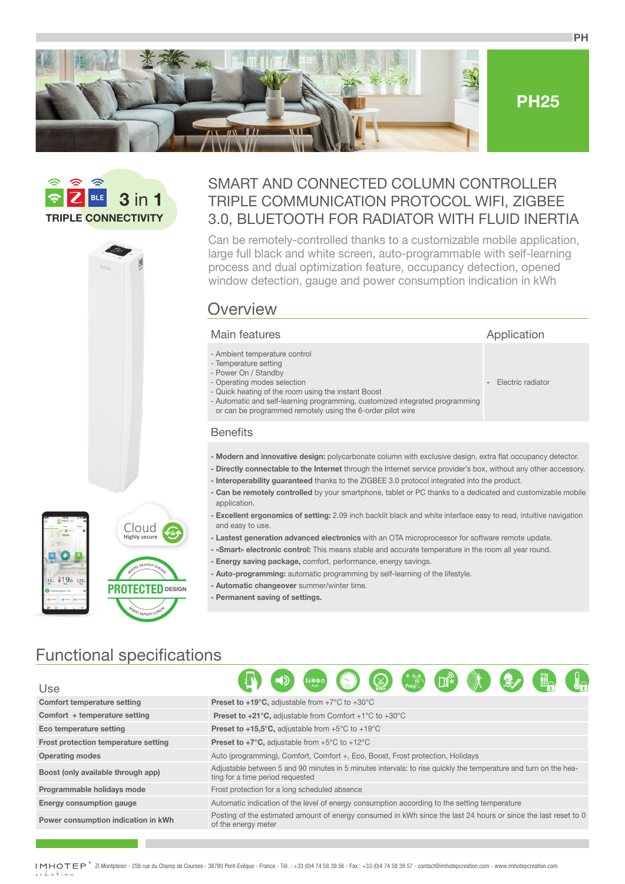# PH25

**3 in 1**
**TRIPLE CONNECTIVITY**

## SMART AND CONNECTED COLUMN CONTROLLER TRIPLE COMMUNICATION PROTOCOL WIFI, ZIGBEE 3.0, BLUETOOTH FOR RADIATOR WITH FLUID INERTIA

Can be remotely-controlled thanks to a customizable mobile application, large full black and white screen, auto-programmable with self-learning process and dual optimization feature, occupancy detection, opened window detection, gauge and power consumption indication in kWh

Cloud Highly secure

PROTECTED DESIGN

## Overview

| Main features | Application |
|---|---|
| - Ambient temperature control<br>- Temperature setting<br>- Power On / Standby<br>- Operating modes selection<br>- Quick heating of the room using the instant Boost<br>- Automatic and self-learning programming, customized integrated programming or can be programmed remotely using the 6-order pilot wire | - Electric radiator |

### Benefits

- **Modern and innovative design:** polycarbonate column with exclusive design, extra flat occupancy detector.
- **Directly connectable to the Internet** through the Internet service provider's box, without any other accessory.
- **Interoperability guaranteed** thanks to the ZIGBEE 3.0 protocol integrated into the product.
- **Can be remotely controlled** by your smartphone, tablet or PC thanks to a dedicated and customizable mobile application.
- **Excellent ergonomics of setting:** 2.09 inch backlit black and white interface easy to read, intuitive navigation and easy to use.
- **Lastest generation advanced electronics** with an OTA microprocessor for software remote update.
- **«Smart» electronic control:** This means stable and accurate temperature in the room all year round.
- **Energy saving package,** comfort, performance, energy savings.
- **Auto-programming:** automatic programming by self-learning of the lifestyle.
- **Automatic changeover** summer/winter time.
- **Permanent saving of settings.**

## Functional specifications

| Use | |
|---|---|
| **Comfort temperature setting** | **Preset to +19°C,** adjustable from +7°C to +30°C |
| **Comfort + temperature setting** | **Preset to +21°C,** adjustable from Comfort +1°C to +30°C |
| **Eco temperature setting** | **Preset to +15,5°C,** adjustable from +5°C to +19°C |
| **Frost protection temperature setting** | **Preset to +7°C,** adjustable from +5°C to +12°C |
| **Operating modes** | Auto (programming), Comfort, Comfort +, Eco, Boost, Frost protection, Holidays |
| **Boost (only available through app)** | Adjustable between 5 and 90 minutes in 5 minutes intervals: to rise quickly the temperature and turn on the heating for a time period requested |
| **Programmable holidays mode** | Frost protection for a long scheduled absence |
| **Energy consumption gauge** | Automatic indication of the level of energy consumption according to the setting temperature |
| **Power consumption indication in kWh** | Posting of the estimated amount of energy consumed in kWh since the last 24 hours or since the last reset to 0 of the energy meter |

IMHOTEP création ZI Montplaisir - 258 rue du Champ de Courses - 38780 Pont-Evêque - France - Tél. : +33 (0)4 74 58 39 56 - Fax : +33 (0)4 74 58 39 57 - contact@imhotepcreation.com - www.imhotepcreation.com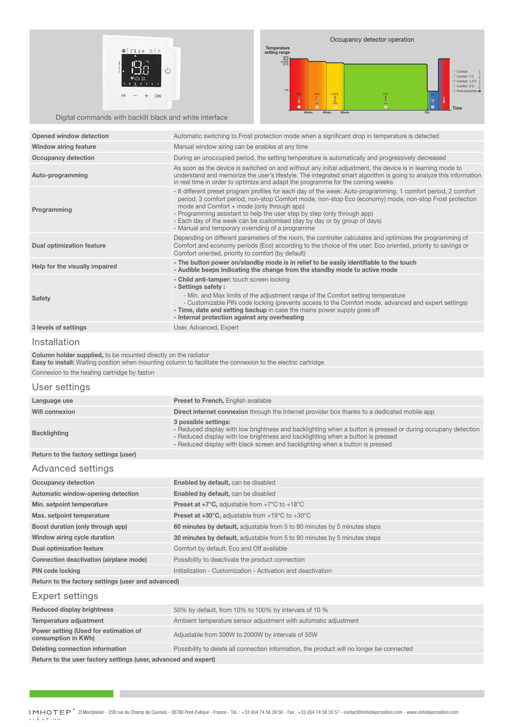Digital commands with backlit black and white interface

Occupancy detector operation

| | |
|---|---|
| **Opened window detection** | Automatic switching to Frost protection mode when a significant drop in temperature is detected |
| **Window airing feature** | Manual window airing can be enables at any time |
| **Occupancy detection** | During an unoccupied period, the setting temperature is automatically and progressively decreased |
| **Auto-programming** | As soon as the device is switched on and without any initial adjustment, the device is in learning mode to understand and memorize the user's lifestyle. The integrated smart algorithm is going to analyze this information in real time in order to optimize and adapt the programme for the coming weeks |
| **Programming** | - 8 different preset program profiles for each day of the week: Auto-programming, 1 comfort period, 2 comfort period, 3 comfort period, non-stop Comfort mode, non-stop Eco (economy) mode, non-stop Frost protection mode and Comfort + mode (only through app)<br>- Programming assistant to help the user step by step (only through app)<br>- Each day of the week can be customised (day by day or by group of days)<br>- Manual and temporary overriding of a programme |
| **Dual optimization feature** | Depending on different parameters of the room, the controller calculates and optimizes the programming of Comfort and economy periods (Eco) according to the choice of the user; Eco oriented, priority to savings or Comfort oriented, priority to comfort (by default) |
| **Help for the visually impaired** | **- The button power on/standby mode is in relief to be easily identifiable to the touch**<br>**- Audible beeps indicating the change from the standby mode to active mode** |
| **Safety** | **- Child anti-tamper:** touch screen locking<br>**- Settings safety :**<br>- Min. and Max limits of the adjustment range of the Comfort setting temperature<br>- Customizable PIN code locking (prevents access to the Comfort mode, advanced and expert settings)<br>**- Time, date and setting backup** in case the mains power supply goes off<br>**- Internal protection against any overheating** |
| **3 levels of settings** | User, Advanced, Expert |

## Installation

**Column holder supplied,** to be mounted directly on the radiator
**Easy to install:** Waiting position when mounting column to facilitate the connexion to the electric cartridge

Connexion to the heating cartridge by faston

## User settings

| | |
|---|---|
| **Language use** | **Preset to French,** English available |
| **Wifi connexion** | **Direct internet connexion** through the Internet provider box thanks to a dedicated mobile app |
| **Backlighting** | **3 possible settings:**<br>- Reduced display with low brightness and backlighting when a button is pressed or during occupany detection<br>- Reduced display with low brightness and backlighting when a button is pressed<br>- Reduced display with black screen and backlighting when a button is pressed |
| **Return to the factory settings (user)** | |

## Advanced settings

| | |
|---|---|
| **Occupancy detection** | **Enabled by default,** can be disabled |
| **Automatic window-opening detection** | **Enabled by default,** can be disabled |
| **Min. setpoint temperature** | **Preset at +7°C,** adjustable from +7°C to +18°C |
| **Max. setpoint temperature** | **Preset at +30°C,** adjustable from +19°C to +30°C |
| **Boost duration (only through app)** | **60 minutes by default,** adjustable from 5 to 90 minutes by 5 minutes steps |
| **Window airing cycle duration** | **30 minutes by default,** adjustable from 5 to 90 minutes by 5 minutes steps |
| **Dual optimization feature** | Comfort by default, Eco and Off available |
| **Connection deactivation (airplane mode)** | Possibility to deactivate the product connection |
| **PIN code locking** | Initialization - Customization - Activation and deactivation |
| **Return to the factory settings (user and advanced)** | |

## Expert settings

| | |
|---|---|
| **Reduced display brightness** | 50% by default, from 10% to 100% by intervals of 10 % |
| **Temperature adjustment** | Ambient temperature sensor adjustment with automatic adjustment |
| **Power setting (Used for estimation of consumption in KWh)** | Adjustable from 300W to 2000W by intervals of 50W |
| **Deleting connection information** | Possibility to delete all connection information, the product will no longer be connected |
| **Return to the user factory settings (user, advanced and expert)** | |

IMHOTEP création ZI Montplaisir - 258 rue du Champ de Courses - 38780 Pont-Evêque - France - Tél. : +33 (0)4 74 58 39 56 - Fax : +33 (0)4 74 58 39 57 - contact@imhotepcreation.com - www.imhotepcreation.com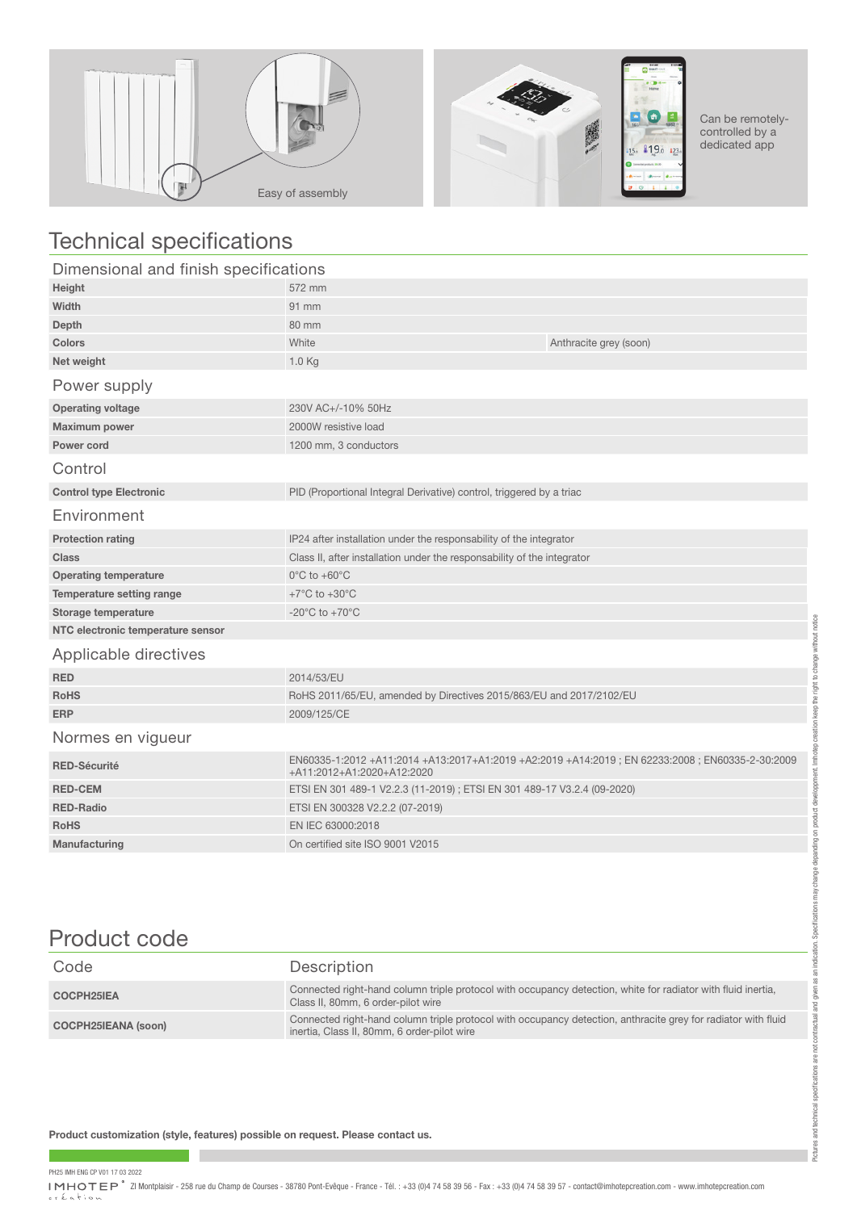Easy of assembly

Can be remotely-controlled by a dedicated app

# Technical specifications

## Dimensional and finish specifications

| | | |
|---|---|---|
| **Height** | 572 mm | |
| **Width** | 91 mm | |
| **Depth** | 80 mm | |
| **Colors** | White | Anthracite grey (soon) |
| **Net weight** | 1.0 Kg | |

## Power supply

| | |
|---|---|
| **Operating voltage** | 230V AC+/-10% 50Hz |
| **Maximum power** | 2000W resistive load |
| **Power cord** | 1200 mm, 3 conductors |

## Control

| | |
|---|---|
| **Control type Electronic** | PID (Proportional Integral Derivative) control, triggered by a triac |

## Environment

| | |
|---|---|
| **Protection rating** | IP24 after installation under the responsability of the integrator |
| **Class** | Class II, after installation under the responsability of the integrator |
| **Operating temperature** | 0°C to +60°C |
| **Temperature setting range** | +7°C to +30°C |
| **Storage temperature** | -20°C to +70°C |
| **NTC electronic temperature sensor** | |

## Applicable directives

| | |
|---|---|
| **RED** | 2014/53/EU |
| **RoHS** | RoHS 2011/65/EU, amended by Directives 2015/863/EU and 2017/2102/EU |
| **ERP** | 2009/125/CE |

## Normes en vigueur

| | |
|---|---|
| **RED-Sécurité** | EN60335-1:2012 +A11:2014 +A13:2017+A1:2019 +A2:2019 +A14:2019 ; EN 62233:2008 ; EN60335-2-30:2009 +A11:2012+A1:2020+A12:2020 |
| **RED-CEM** | ETSI EN 301 489-1 V2.2.3 (11-2019) ; ETSI EN 301 489-17 V3.2.4 (09-2020) |
| **RED-Radio** | ETSI EN 300328 V2.2.2 (07-2019) |
| **RoHS** | EN IEC 63000:2018 |
| **Manufacturing** | On certified site ISO 9001 V2015 |

# Product code

| Code | Description |
|---|---|
| **COCPH25IEA** | Connected right-hand column triple protocol with occupancy detection, white for radiator with fluid inertia, Class II, 80mm, 6 order-pilot wire |
| **COCPH25IEANA (soon)** | Connected right-hand column triple protocol with occupancy detection, anthracite grey for radiator with fluid inertia, Class II, 80mm, 6 order-pilot wire |

**Product customization (style, features) possible on request. Please contact us.**

Pictures and technical specifications are not contractual and given as an indication. Specifications may change depending on product development. Imhotep creation keep the right to change without notice

PH25 IMH ENG CP V01 17 03 2022

IMHOTEP création ZI Montplaisir - 258 rue du Champ de Courses - 38780 Pont-Evêque - France - Tél. : +33 (0)4 74 58 39 56 - Fax : +33 (0)4 74 58 39 57 - contact@imhotepcreation.com - www.imhotepcreation.com